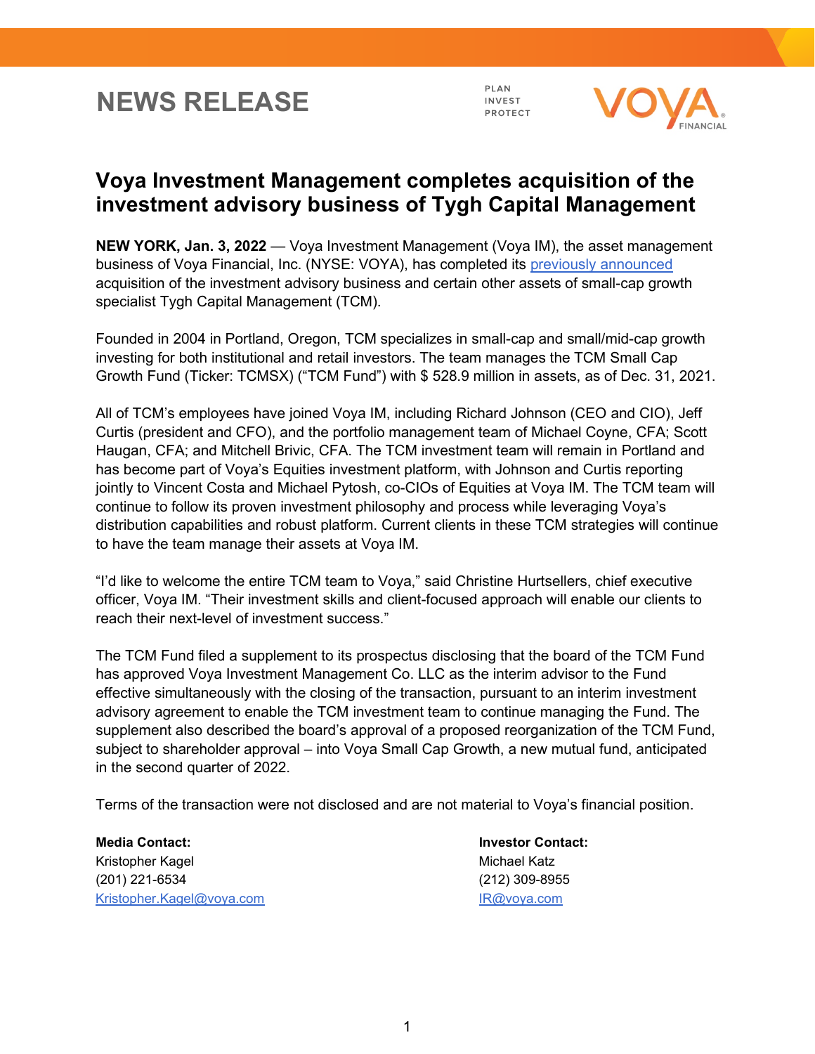# NEWS RELEASE

PLAN
INVEST
PROTECT

## Voya Investment Management completes acquisition of the investment advisory business of Tygh Capital Management

**NEW YORK, Jan. 3, 2022** — Voya Investment Management (Voya IM), the asset management business of Voya Financial, Inc. (NYSE: VOYA), has completed its previously announced acquisition of the investment advisory business and certain other assets of small-cap growth specialist Tygh Capital Management (TCM).

Founded in 2004 in Portland, Oregon, TCM specializes in small-cap and small/mid-cap growth investing for both institutional and retail investors. The team manages the TCM Small Cap Growth Fund (Ticker: TCMSX) ("TCM Fund") with $ 528.9 million in assets, as of Dec. 31, 2021.

All of TCM's employees have joined Voya IM, including Richard Johnson (CEO and CIO), Jeff Curtis (president and CFO), and the portfolio management team of Michael Coyne, CFA; Scott Haugan, CFA; and Mitchell Brivic, CFA. The TCM investment team will remain in Portland and has become part of Voya's Equities investment platform, with Johnson and Curtis reporting jointly to Vincent Costa and Michael Pytosh, co-CIOs of Equities at Voya IM. The TCM team will continue to follow its proven investment philosophy and process while leveraging Voya's distribution capabilities and robust platform. Current clients in these TCM strategies will continue to have the team manage their assets at Voya IM.

"I'd like to welcome the entire TCM team to Voya," said Christine Hurtsellers, chief executive officer, Voya IM. "Their investment skills and client-focused approach will enable our clients to reach their next-level of investment success."

The TCM Fund filed a supplement to its prospectus disclosing that the board of the TCM Fund has approved Voya Investment Management Co. LLC as the interim advisor to the Fund effective simultaneously with the closing of the transaction, pursuant to an interim investment advisory agreement to enable the TCM investment team to continue managing the Fund. The supplement also described the board's approval of a proposed reorganization of the TCM Fund, subject to shareholder approval – into Voya Small Cap Growth, a new mutual fund, anticipated in the second quarter of 2022.

Terms of the transaction were not disclosed and are not material to Voya's financial position.

**Media Contact:**
Kristopher Kagel
(201) 221-6534
Kristopher.Kagel@voya.com

**Investor Contact:**
Michael Katz
(212) 309-8955
IR@voya.com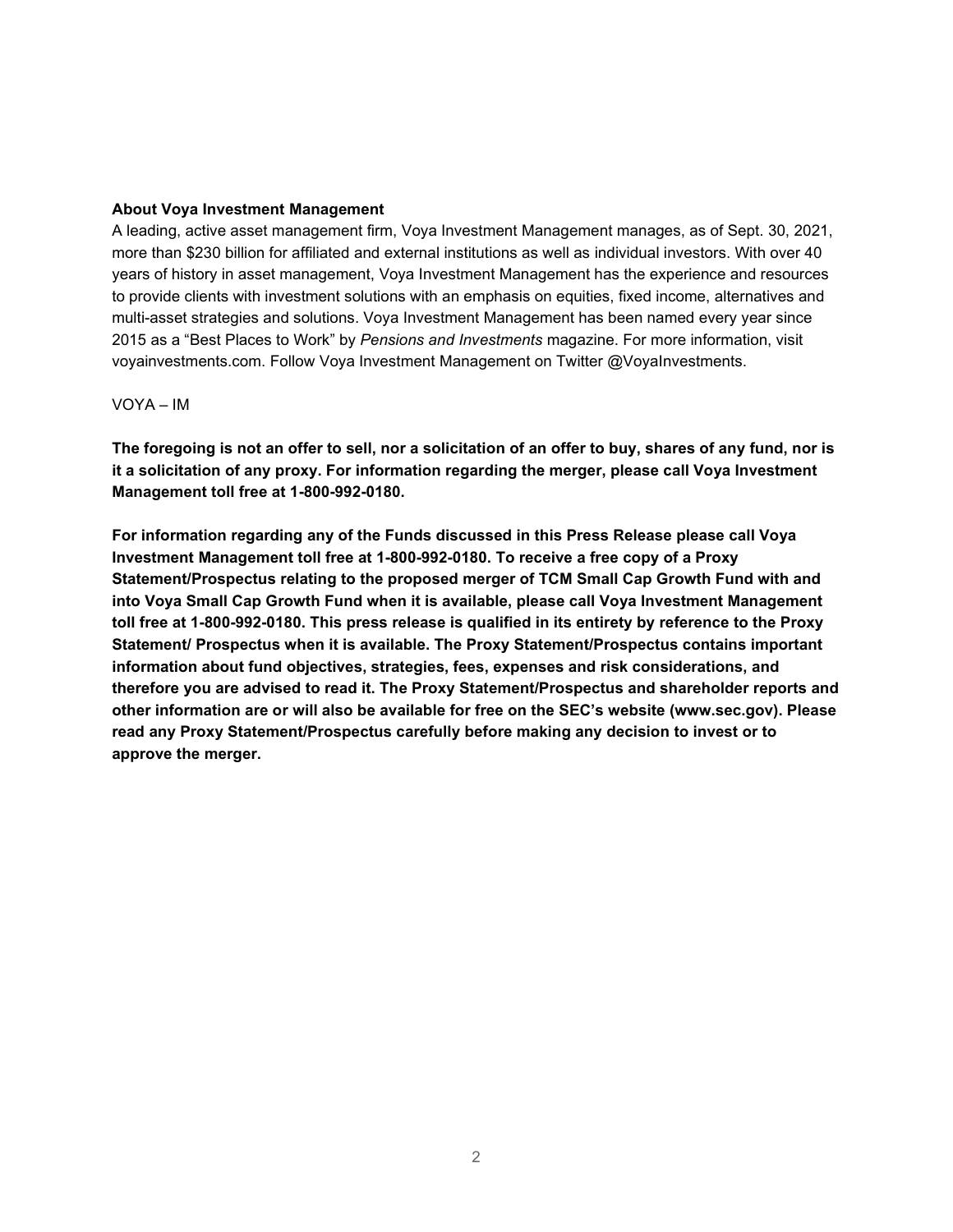**About Voya Investment Management**

A leading, active asset management firm, Voya Investment Management manages, as of Sept. 30, 2021, more than $230 billion for affiliated and external institutions as well as individual investors. With over 40 years of history in asset management, Voya Investment Management has the experience and resources to provide clients with investment solutions with an emphasis on equities, fixed income, alternatives and multi-asset strategies and solutions. Voya Investment Management has been named every year since 2015 as a "Best Places to Work" by *Pensions and Investments* magazine. For more information, visit voyainvestments.com. Follow Voya Investment Management on Twitter @VoyaInvestments.

VOYA – IM

**The foregoing is not an offer to sell, nor a solicitation of an offer to buy, shares of any fund, nor is it a solicitation of any proxy. For information regarding the merger, please call Voya Investment Management toll free at 1-800-992-0180.**

**For information regarding any of the Funds discussed in this Press Release please call Voya Investment Management toll free at 1-800-992-0180. To receive a free copy of a Proxy Statement/Prospectus relating to the proposed merger of TCM Small Cap Growth Fund with and into Voya Small Cap Growth Fund when it is available, please call Voya Investment Management toll free at 1-800-992-0180. This press release is qualified in its entirety by reference to the Proxy Statement/ Prospectus when it is available. The Proxy Statement/Prospectus contains important information about fund objectives, strategies, fees, expenses and risk considerations, and therefore you are advised to read it. The Proxy Statement/Prospectus and shareholder reports and other information are or will also be available for free on the SEC's website (www.sec.gov). Please read any Proxy Statement/Prospectus carefully before making any decision to invest or to approve the merger.**